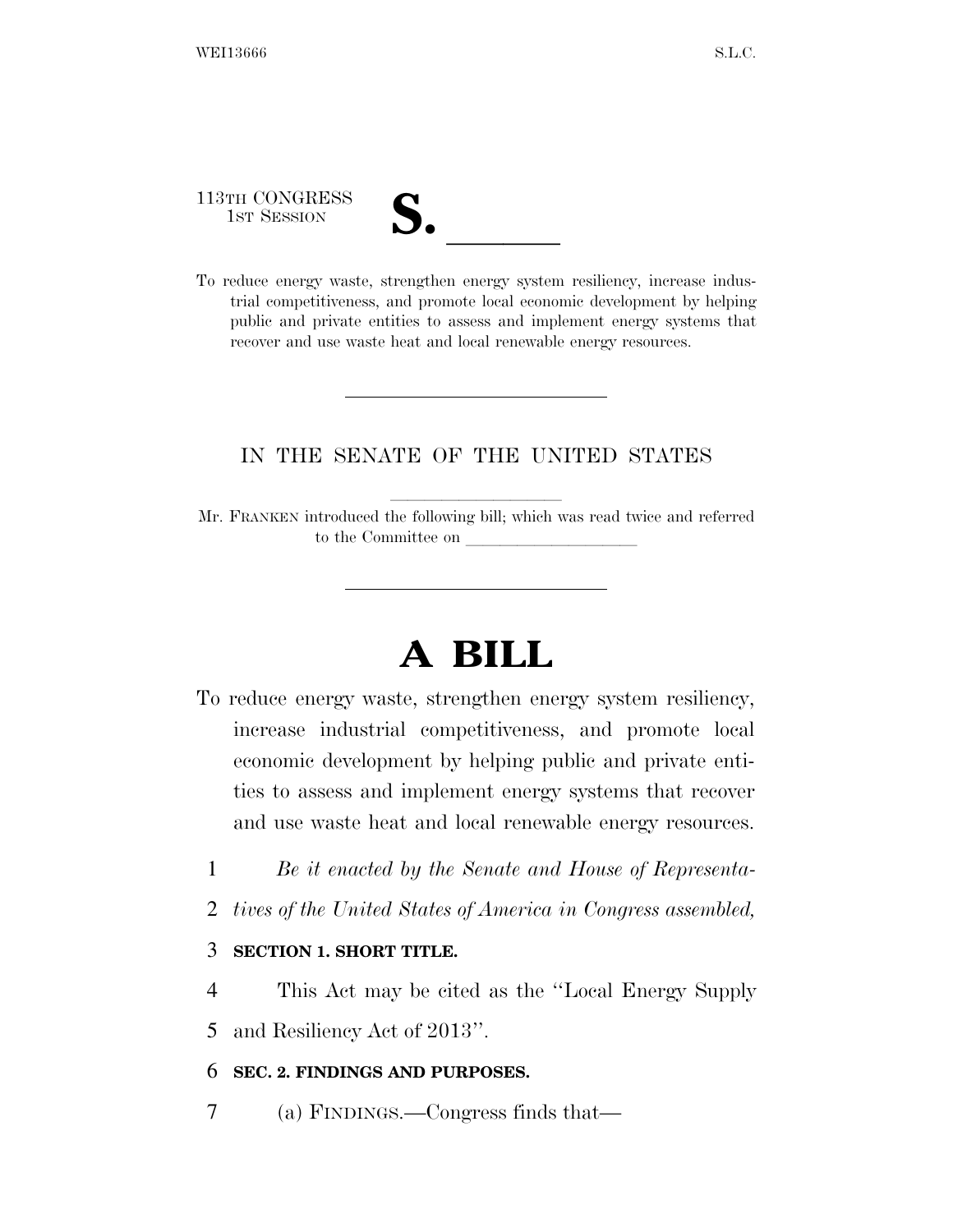113TH CONGRESS
1ST SESSION

# S. \_\_\_\_\_\_

To reduce energy waste, strengthen energy system resiliency, increase industrial competitiveness, and promote local economic development by helping public and private entities to assess and implement energy systems that recover and use waste heat and local renewable energy resources.

---

IN THE SENATE OF THE UNITED STATES

Mr. FRANKEN introduced the following bill; which was read twice and referred to the Committee on \_\_\_\_\_\_\_\_\_\_\_\_\_\_\_\_\_\_\_\_

---

# A BILL

To reduce energy waste, strengthen energy system resiliency, increase industrial competitiveness, and promote local economic development by helping public and private entities to assess and implement energy systems that recover and use waste heat and local renewable energy resources.

1 *Be it enacted by the Senate and House of Representa-*
2 *tives of the United States of America in Congress assembled,*

3 **SECTION 1. SHORT TITLE.**

4 This Act may be cited as the "Local Energy Supply
5 and Resiliency Act of 2013".

6 **SEC. 2. FINDINGS AND PURPOSES.**

7 (a) FINDINGS.—Congress finds that—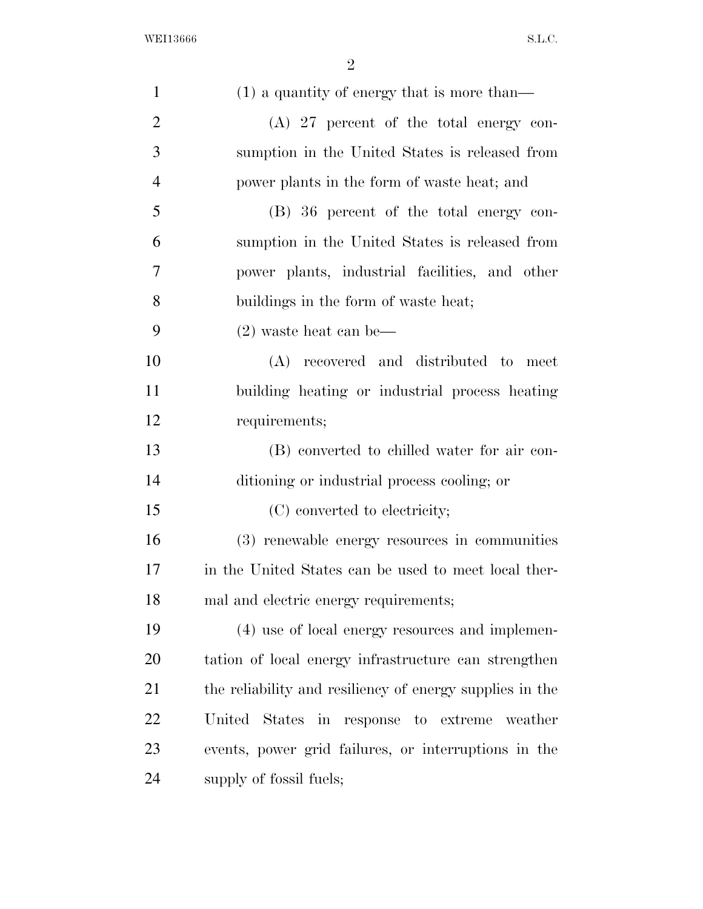(1) a quantity of energy that is more than—

(A) 27 percent of the total energy consumption in the United States is released from power plants in the form of waste heat; and

(B) 36 percent of the total energy consumption in the United States is released from power plants, industrial facilities, and other buildings in the form of waste heat;

(2) waste heat can be—

(A) recovered and distributed to meet building heating or industrial process heating requirements;

(B) converted to chilled water for air conditioning or industrial process cooling; or

(C) converted to electricity;

(3) renewable energy resources in communities in the United States can be used to meet local thermal and electric energy requirements;

(4) use of local energy resources and implementation of local energy infrastructure can strengthen the reliability and resiliency of energy supplies in the United States in response to extreme weather events, power grid failures, or interruptions in the supply of fossil fuels;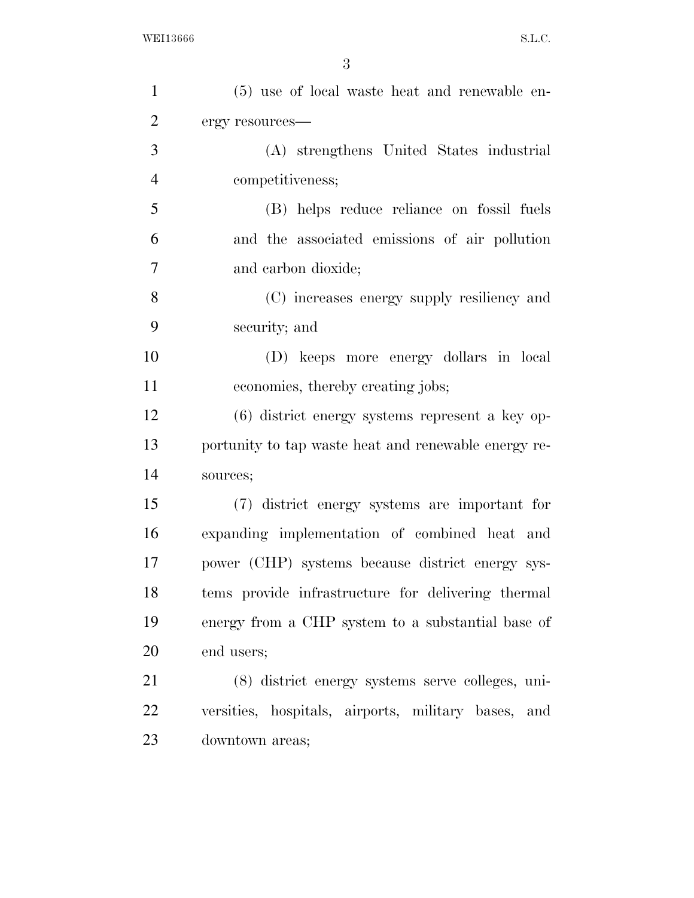(5) use of local waste heat and renewable energy resources—

(A) strengthens United States industrial competitiveness;

(B) helps reduce reliance on fossil fuels and the associated emissions of air pollution and carbon dioxide;

(C) increases energy supply resiliency and security; and

(D) keeps more energy dollars in local economies, thereby creating jobs;

(6) district energy systems represent a key opportunity to tap waste heat and renewable energy resources;

(7) district energy systems are important for expanding implementation of combined heat and power (CHP) systems because district energy systems provide infrastructure for delivering thermal energy from a CHP system to a substantial base of end users;

(8) district energy systems serve colleges, universities, hospitals, airports, military bases, and downtown areas;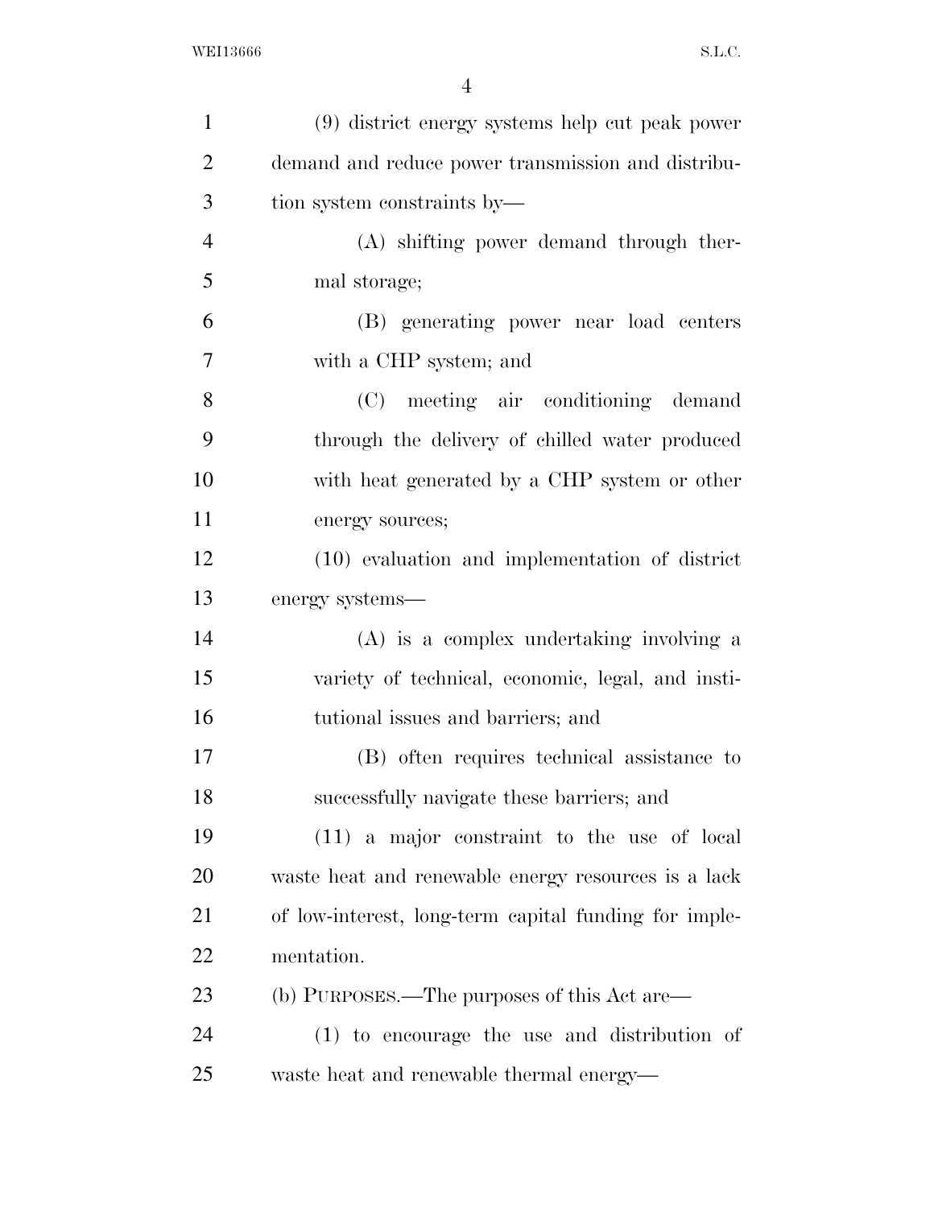(9) district energy systems help cut peak power demand and reduce power transmission and distribution system constraints by—

(A) shifting power demand through thermal storage;

(B) generating power near load centers with a CHP system; and

(C) meeting air conditioning demand through the delivery of chilled water produced with heat generated by a CHP system or other energy sources;

(10) evaluation and implementation of district energy systems—

(A) is a complex undertaking involving a variety of technical, economic, legal, and institutional issues and barriers; and

(B) often requires technical assistance to successfully navigate these barriers; and

(11) a major constraint to the use of local waste heat and renewable energy resources is a lack of low-interest, long-term capital funding for implementation.

(b) PURPOSES.—The purposes of this Act are—

(1) to encourage the use and distribution of waste heat and renewable thermal energy—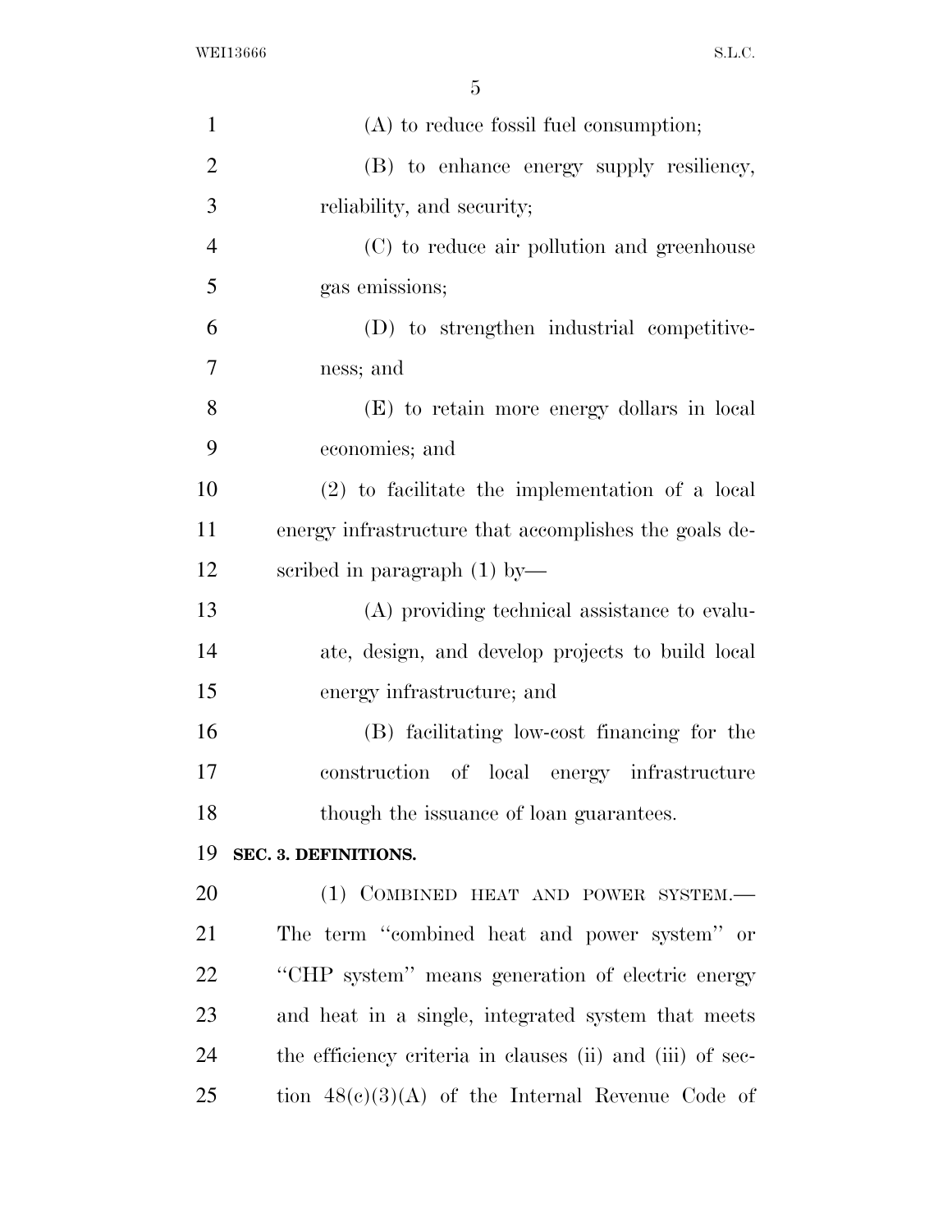(A) to reduce fossil fuel consumption;

(B) to enhance energy supply resiliency, reliability, and security;

(C) to reduce air pollution and greenhouse gas emissions;

(D) to strengthen industrial competitiveness; and

(E) to retain more energy dollars in local economies; and

(2) to facilitate the implementation of a local energy infrastructure that accomplishes the goals described in paragraph (1) by—

(A) providing technical assistance to evaluate, design, and develop projects to build local energy infrastructure; and

(B) facilitating low-cost financing for the construction of local energy infrastructure though the issuance of loan guarantees.

**SEC. 3. DEFINITIONS.**

(1) COMBINED HEAT AND POWER SYSTEM.—The term "combined heat and power system" or "CHP system" means generation of electric energy and heat in a single, integrated system that meets the efficiency criteria in clauses (ii) and (iii) of section 48(c)(3)(A) of the Internal Revenue Code of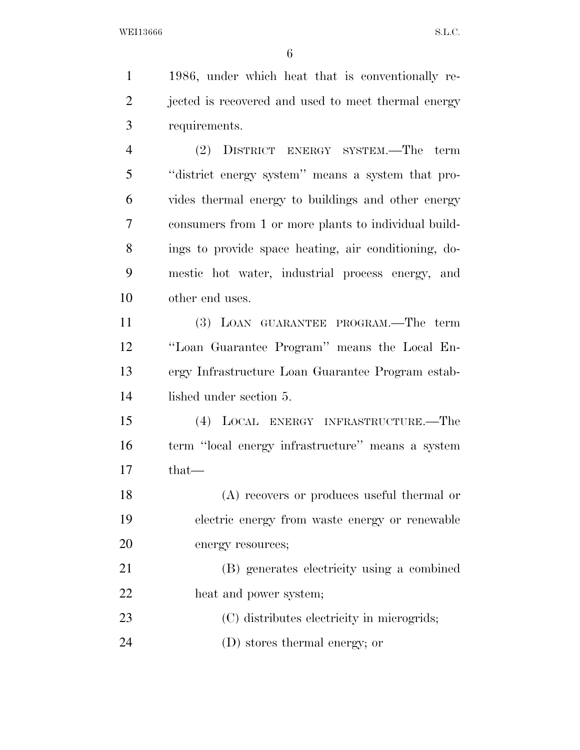1986, under which heat that is conventionally rejected is recovered and used to meet thermal energy requirements.

(2) DISTRICT ENERGY SYSTEM.—The term ''district energy system'' means a system that provides thermal energy to buildings and other energy consumers from 1 or more plants to individual buildings to provide space heating, air conditioning, domestic hot water, industrial process energy, and other end uses.

(3) LOAN GUARANTEE PROGRAM.—The term ''Loan Guarantee Program'' means the Local Energy Infrastructure Loan Guarantee Program established under section 5.

(4) LOCAL ENERGY INFRASTRUCTURE.—The term ''local energy infrastructure'' means a system that—

(A) recovers or produces useful thermal or electric energy from waste energy or renewable energy resources;

(B) generates electricity using a combined heat and power system;

(C) distributes electricity in microgrids;

(D) stores thermal energy; or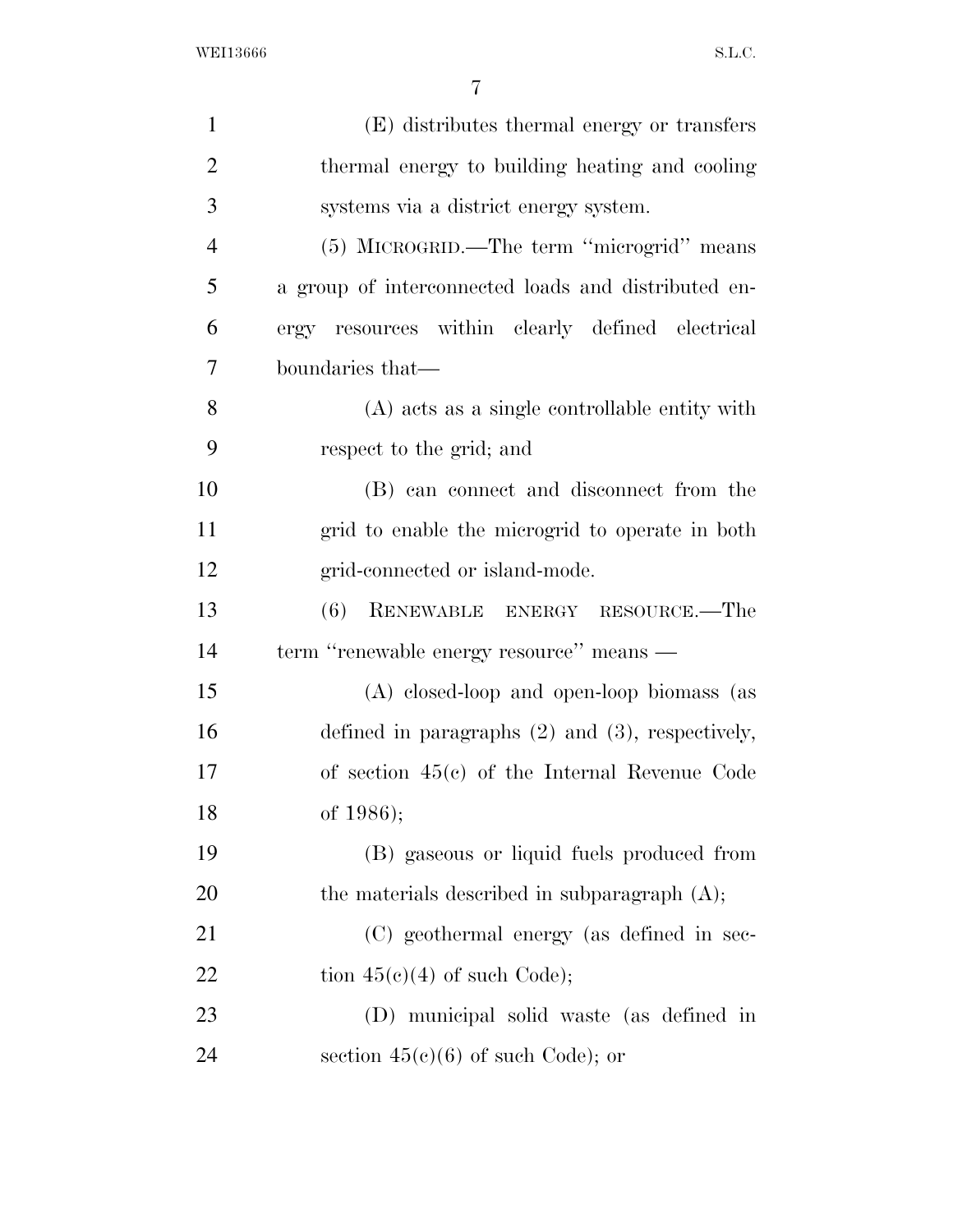(E) distributes thermal energy or transfers thermal energy to building heating and cooling systems via a district energy system.

(5) MICROGRID.—The term ''microgrid'' means a group of interconnected loads and distributed energy resources within clearly defined electrical boundaries that—

(A) acts as a single controllable entity with respect to the grid; and

(B) can connect and disconnect from the grid to enable the microgrid to operate in both grid-connected or island-mode.

(6) RENEWABLE ENERGY RESOURCE.—The term ''renewable energy resource'' means —

(A) closed-loop and open-loop biomass (as defined in paragraphs (2) and (3), respectively, of section 45(c) of the Internal Revenue Code of 1986);

(B) gaseous or liquid fuels produced from the materials described in subparagraph (A);

(C) geothermal energy (as defined in section 45(c)(4) of such Code);

(D) municipal solid waste (as defined in section 45(c)(6) of such Code); or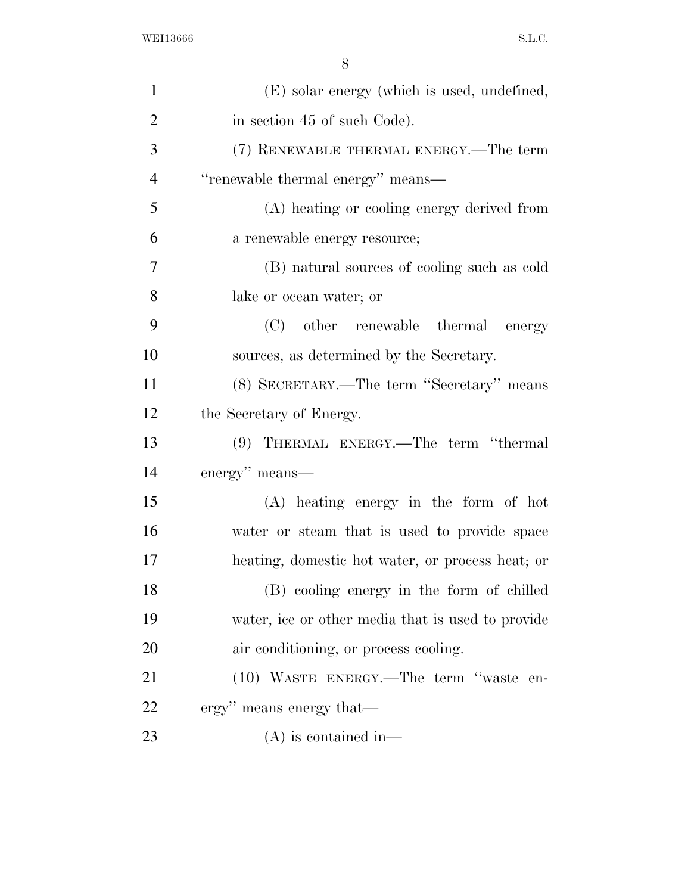(E) solar energy (which is used, undefined, in section 45 of such Code).

(7) RENEWABLE THERMAL ENERGY.—The term "renewable thermal energy" means—

(A) heating or cooling energy derived from a renewable energy resource;

(B) natural sources of cooling such as cold lake or ocean water; or

(C) other renewable thermal energy sources, as determined by the Secretary.

(8) SECRETARY.—The term "Secretary" means the Secretary of Energy.

(9) THERMAL ENERGY.—The term "thermal energy" means—

(A) heating energy in the form of hot water or steam that is used to provide space heating, domestic hot water, or process heat; or

(B) cooling energy in the form of chilled water, ice or other media that is used to provide air conditioning, or process cooling.

(10) WASTE ENERGY.—The term "waste energy" means energy that—

(A) is contained in—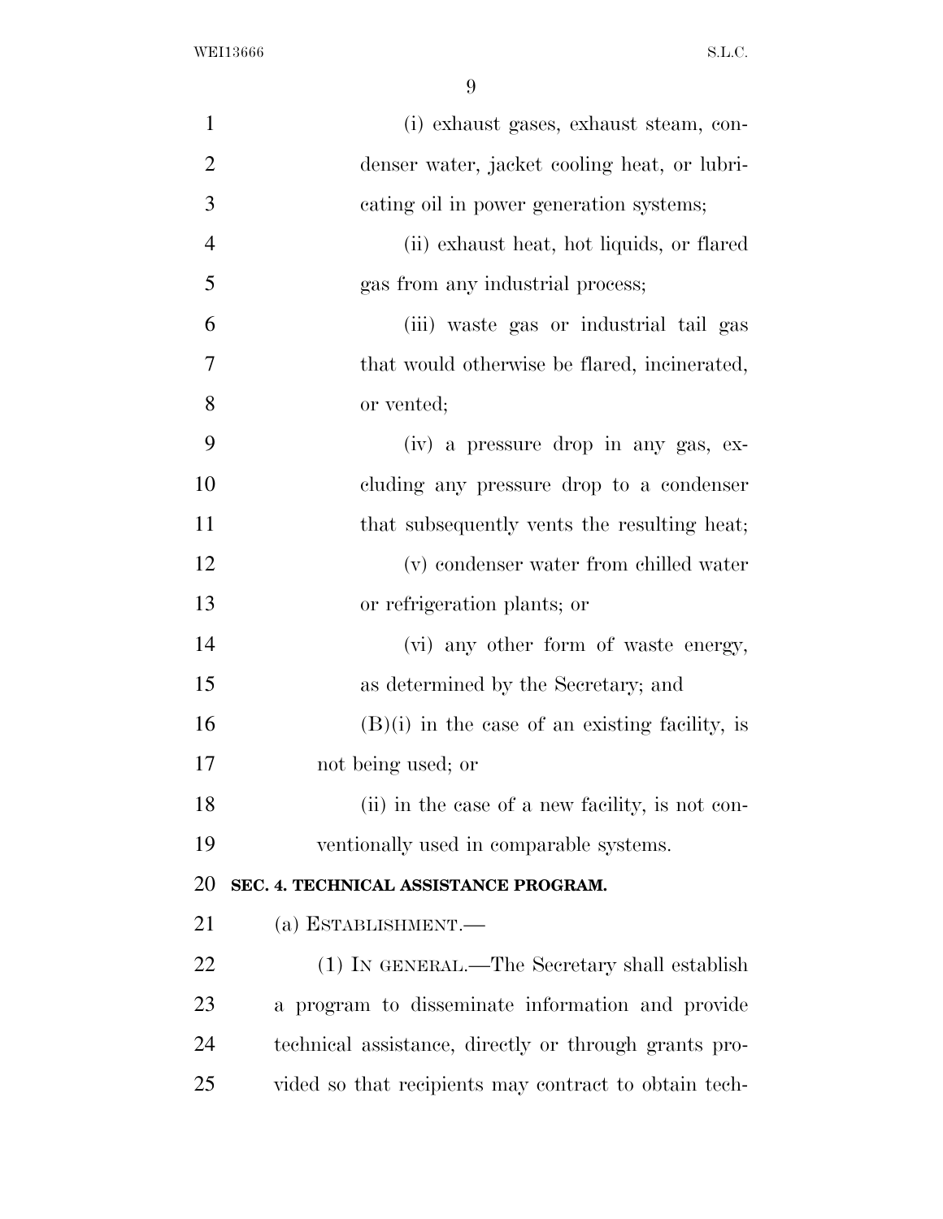(i) exhaust gases, exhaust steam, condenser water, jacket cooling heat, or lubricating oil in power generation systems;

(ii) exhaust heat, hot liquids, or flared gas from any industrial process;

(iii) waste gas or industrial tail gas that would otherwise be flared, incinerated, or vented;

(iv) a pressure drop in any gas, excluding any pressure drop to a condenser that subsequently vents the resulting heat;

(v) condenser water from chilled water or refrigeration plants; or

(vi) any other form of waste energy, as determined by the Secretary; and

(B)(i) in the case of an existing facility, is not being used; or

(ii) in the case of a new facility, is not conventionally used in comparable systems.

**SEC. 4. TECHNICAL ASSISTANCE PROGRAM.**

(a) ESTABLISHMENT.—

(1) IN GENERAL.—The Secretary shall establish a program to disseminate information and provide technical assistance, directly or through grants provided so that recipients may contract to obtain tech-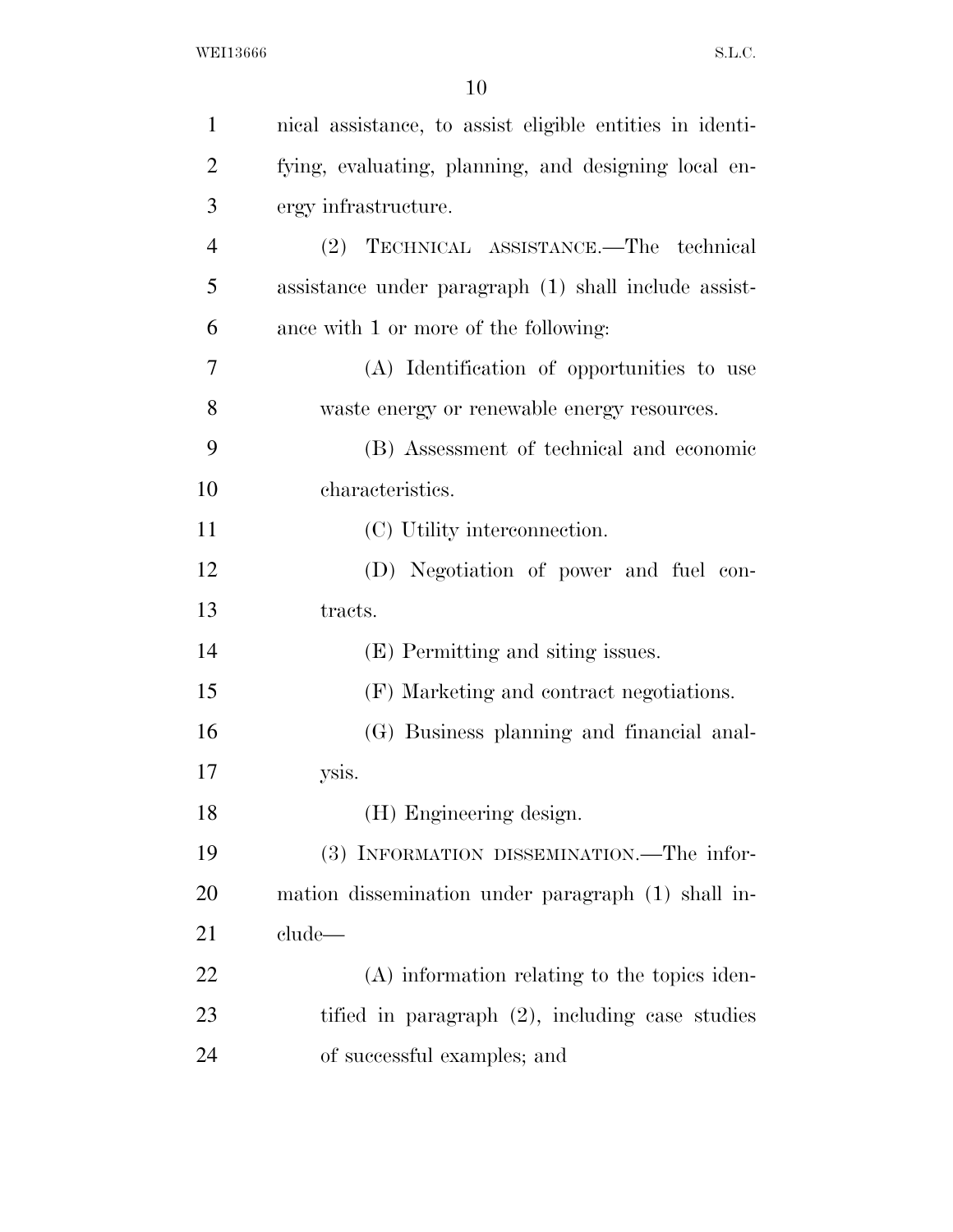nical assistance, to assist eligible entities in identifying, evaluating, planning, and designing local energy infrastructure.

(2) TECHNICAL ASSISTANCE.—The technical assistance under paragraph (1) shall include assistance with 1 or more of the following:

(A) Identification of opportunities to use waste energy or renewable energy resources.

(B) Assessment of technical and economic characteristics.

(C) Utility interconnection.

(D) Negotiation of power and fuel contracts.

(E) Permitting and siting issues.

(F) Marketing and contract negotiations.

(G) Business planning and financial analysis.

(H) Engineering design.

(3) INFORMATION DISSEMINATION.—The information dissemination under paragraph (1) shall include—

(A) information relating to the topics identified in paragraph (2), including case studies of successful examples; and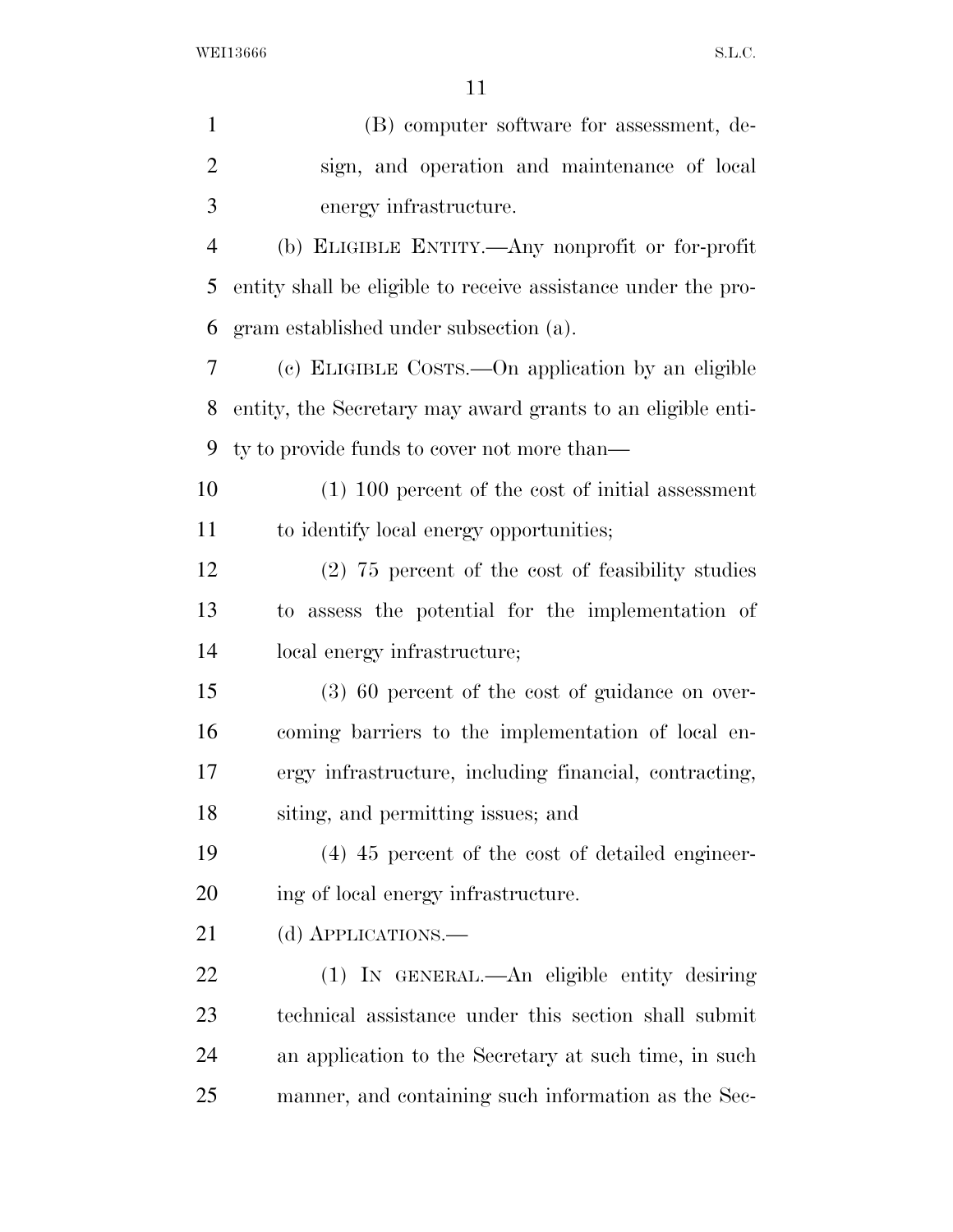(B) computer software for assessment, design, and operation and maintenance of local energy infrastructure.

(b) ELIGIBLE ENTITY.—Any nonprofit or for-profit entity shall be eligible to receive assistance under the program established under subsection (a).

(c) ELIGIBLE COSTS.—On application by an eligible entity, the Secretary may award grants to an eligible entity to provide funds to cover not more than—

(1) 100 percent of the cost of initial assessment to identify local energy opportunities;

(2) 75 percent of the cost of feasibility studies to assess the potential for the implementation of local energy infrastructure;

(3) 60 percent of the cost of guidance on overcoming barriers to the implementation of local energy infrastructure, including financial, contracting, siting, and permitting issues; and

(4) 45 percent of the cost of detailed engineering of local energy infrastructure.

(d) APPLICATIONS.—

(1) IN GENERAL.—An eligible entity desiring technical assistance under this section shall submit an application to the Secretary at such time, in such manner, and containing such information as the Sec-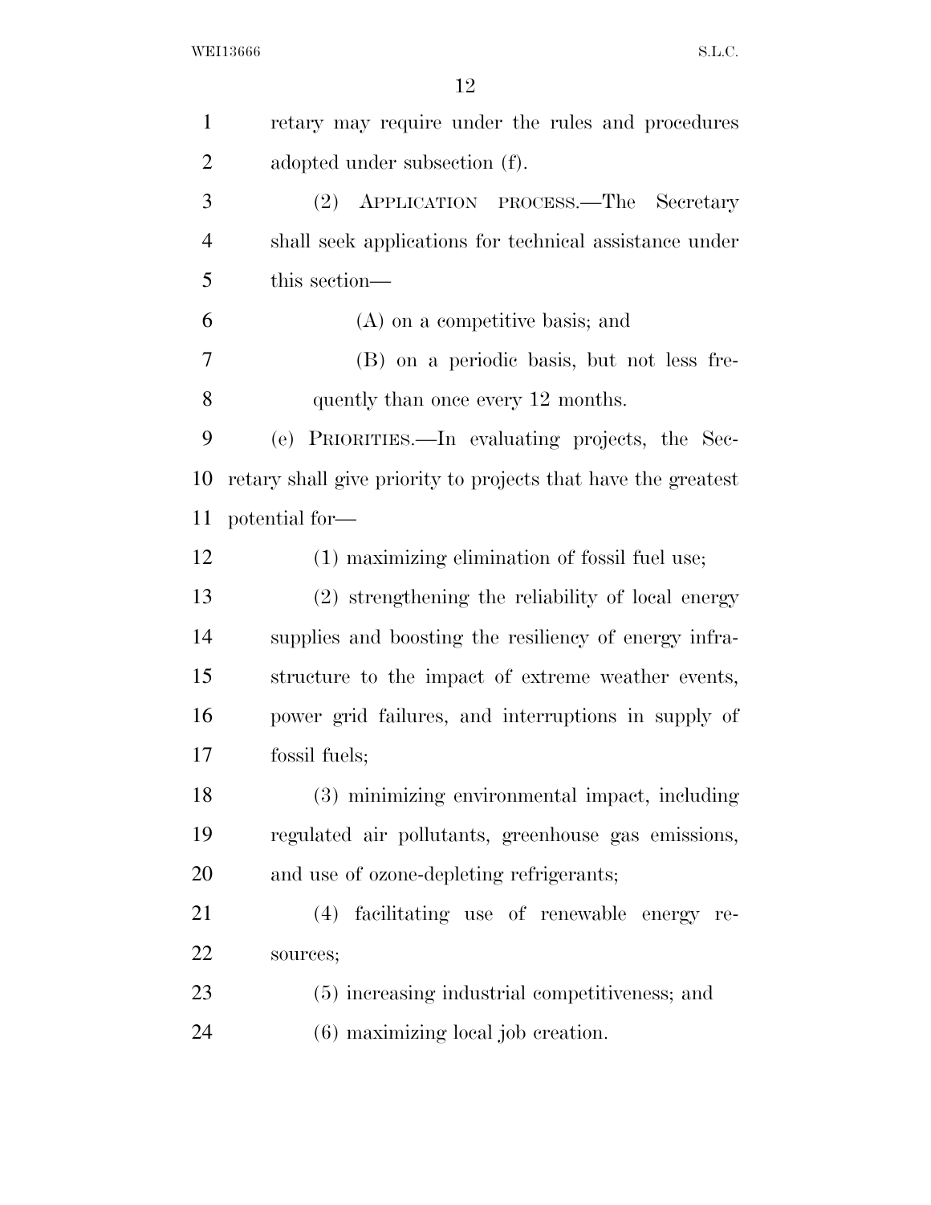retary may require under the rules and procedures adopted under subsection (f).

(2) APPLICATION PROCESS.—The Secretary shall seek applications for technical assistance under this section—

(A) on a competitive basis; and

(B) on a periodic basis, but not less frequently than once every 12 months.

(e) PRIORITIES.—In evaluating projects, the Secretary shall give priority to projects that have the greatest potential for—

(1) maximizing elimination of fossil fuel use;

(2) strengthening the reliability of local energy supplies and boosting the resiliency of energy infrastructure to the impact of extreme weather events, power grid failures, and interruptions in supply of fossil fuels;

(3) minimizing environmental impact, including regulated air pollutants, greenhouse gas emissions, and use of ozone-depleting refrigerants;

(4) facilitating use of renewable energy resources;

(5) increasing industrial competitiveness; and

(6) maximizing local job creation.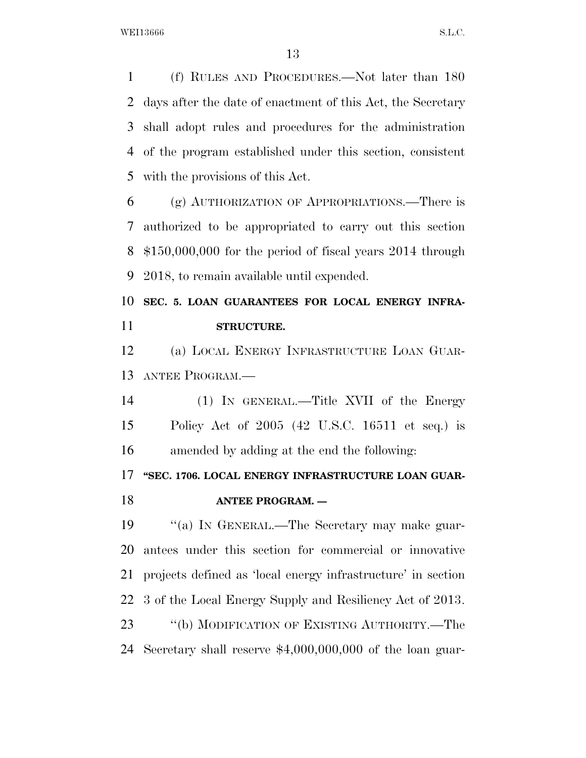(f) RULES AND PROCEDURES.—Not later than 180 days after the date of enactment of this Act, the Secretary shall adopt rules and procedures for the administration of the program established under this section, consistent with the provisions of this Act.

(g) AUTHORIZATION OF APPROPRIATIONS.—There is authorized to be appropriated to carry out this section $150,000,000 for the period of fiscal years 2014 through 2018, to remain available until expended.

**SEC. 5. LOAN GUARANTEES FOR LOCAL ENERGY INFRASTRUCTURE.**

(a) LOCAL ENERGY INFRASTRUCTURE LOAN GUARANTEE PROGRAM.—

(1) IN GENERAL.—Title XVII of the Energy Policy Act of 2005 (42 U.S.C. 16511 et seq.) is amended by adding at the end the following:

**"SEC. 1706. LOCAL ENERGY INFRASTRUCTURE LOAN GUARANTEE PROGRAM. —**

"(a) IN GENERAL.—The Secretary may make guarantees under this section for commercial or innovative projects defined as 'local energy infrastructure' in section 3 of the Local Energy Supply and Resiliency Act of 2013.

"(b) MODIFICATION OF EXISTING AUTHORITY.—The Secretary shall reserve $4,000,000,000 of the loan guar-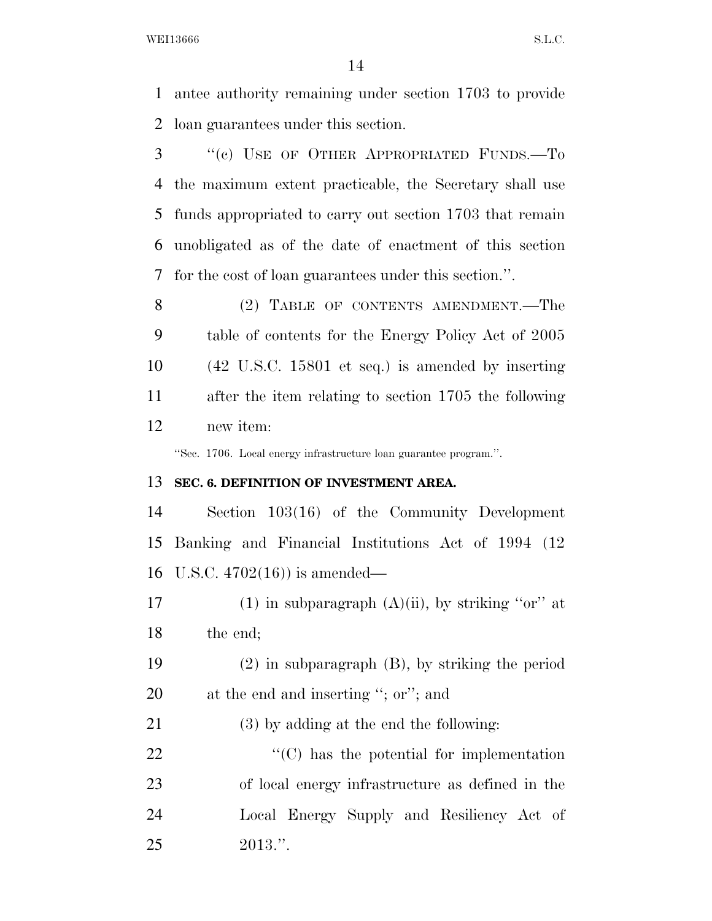antee authority remaining under section 1703 to provide loan guarantees under this section.

"(c) USE OF OTHER APPROPRIATED FUNDS.—To the maximum extent practicable, the Secretary shall use funds appropriated to carry out section 1703 that remain unobligated as of the date of enactment of this section for the cost of loan guarantees under this section.".

(2) TABLE OF CONTENTS AMENDMENT.—The table of contents for the Energy Policy Act of 2005 (42 U.S.C. 15801 et seq.) is amended by inserting after the item relating to section 1705 the following new item:

"Sec. 1706. Local energy infrastructure loan guarantee program.".

**SEC. 6. DEFINITION OF INVESTMENT AREA.**

Section 103(16) of the Community Development Banking and Financial Institutions Act of 1994 (12 U.S.C. 4702(16)) is amended—

(1) in subparagraph (A)(ii), by striking "or" at the end;

(2) in subparagraph (B), by striking the period at the end and inserting "; or"; and

(3) by adding at the end the following:

"(C) has the potential for implementation of local energy infrastructure as defined in the Local Energy Supply and Resiliency Act of 2013.".